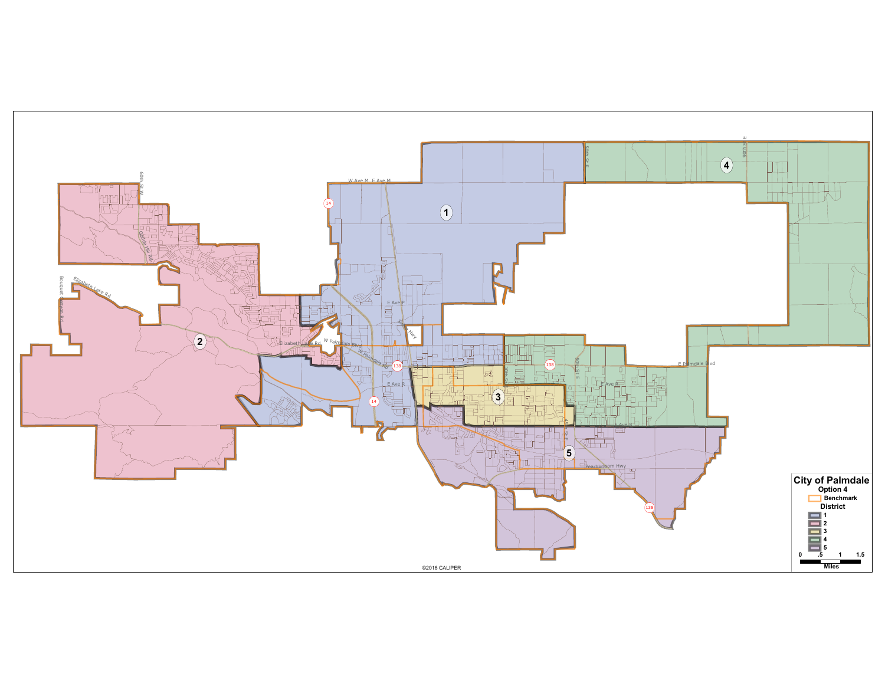# City of Palmdale

**Option 4**

Benchmark

**District**

- 1
- 2
- 3
- 4
- 5

0 .5 1 1.5

Miles

©2016 CALIPER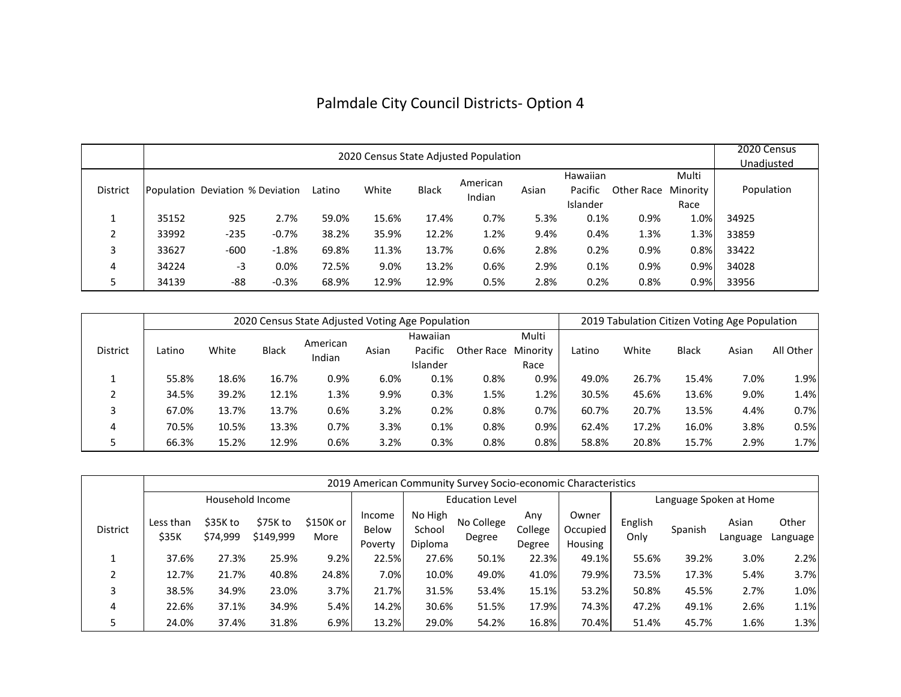# Palmdale City Council Districts- Option 4

| | 2020 Census State Adjusted Population | | | | | | | | | | | 2020 Census Unadjusted |
|---|---|---|---|---|---|---|---|---|---|---|---|---|
| District | Population | Deviation | % Deviation | Latino | White | Black | American Indian | Asian | Hawaiian Pacific Islander | Other Race | Multi Minority Race | Population |
| 1 | 35152 | 925 | 2.7% | 59.0% | 15.6% | 17.4% | 0.7% | 5.3% | 0.1% | 0.9% | 1.0% | 34925 |
| 2 | 33992 | -235 | -0.7% | 38.2% | 35.9% | 12.2% | 1.2% | 9.4% | 0.4% | 1.3% | 1.3% | 33859 |
| 3 | 33627 | -600 | -1.8% | 69.8% | 11.3% | 13.7% | 0.6% | 2.8% | 0.2% | 0.9% | 0.8% | 33422 |
| 4 | 34224 | -3 | 0.0% | 72.5% | 9.0% | 13.2% | 0.6% | 2.9% | 0.1% | 0.9% | 0.9% | 34028 |
| 5 | 34139 | -88 | -0.3% | 68.9% | 12.9% | 12.9% | 0.5% | 2.8% | 0.2% | 0.8% | 0.9% | 33956 |

| | 2020 Census State Adjusted Voting Age Population | | | | | | | | 2019 Tabulation Citizen Voting Age Population | | | | |
|---|---|---|---|---|---|---|---|---|---|---|---|---|---|
| District | Latino | White | Black | American Indian | Asian | Hawaiian Pacific Islander | Other Race | Multi Minority Race | Latino | White | Black | Asian | All Other |
| 1 | 55.8% | 18.6% | 16.7% | 0.9% | 6.0% | 0.1% | 0.8% | 0.9% | 49.0% | 26.7% | 15.4% | 7.0% | 1.9% |
| 2 | 34.5% | 39.2% | 12.1% | 1.3% | 9.9% | 0.3% | 1.5% | 1.2% | 30.5% | 45.6% | 13.6% | 9.0% | 1.4% |
| 3 | 67.0% | 13.7% | 13.7% | 0.6% | 3.2% | 0.2% | 0.8% | 0.7% | 60.7% | 20.7% | 13.5% | 4.4% | 0.7% |
| 4 | 70.5% | 10.5% | 13.3% | 0.7% | 3.3% | 0.1% | 0.8% | 0.9% | 62.4% | 17.2% | 16.0% | 3.8% | 0.5% |
| 5 | 66.3% | 15.2% | 12.9% | 0.6% | 3.2% | 0.3% | 0.8% | 0.8% | 58.8% | 20.8% | 15.7% | 2.9% | 1.7% |

| | 2019 American Community Survey Socio-economic Characteristics | | | | | | | | | | | | |
|---|---|---|---|---|---|---|---|---|---|---|---|---|---|
| | Household Income | | | | | Education Level | | | | Language Spoken at Home | | | |
| District | Less than $35K | $35K to $74,999 | $75K to $149,999 | $150K or More | Income Below Poverty | No High School Diploma | No College Degree | Any College Degree | Owner Occupied Housing | English Only | Spanish | Asian Language | Other Language |
| 1 | 37.6% | 27.3% | 25.9% | 9.2% | 22.5% | 27.6% | 50.1% | 22.3% | 49.1% | 55.6% | 39.2% | 3.0% | 2.2% |
| 2 | 12.7% | 21.7% | 40.8% | 24.8% | 7.0% | 10.0% | 49.0% | 41.0% | 79.9% | 73.5% | 17.3% | 5.4% | 3.7% |
| 3 | 38.5% | 34.9% | 23.0% | 3.7% | 21.7% | 31.5% | 53.4% | 15.1% | 53.2% | 50.8% | 45.5% | 2.7% | 1.0% |
| 4 | 22.6% | 37.1% | 34.9% | 5.4% | 14.2% | 30.6% | 51.5% | 17.9% | 74.3% | 47.2% | 49.1% | 2.6% | 1.1% |
| 5 | 24.0% | 37.4% | 31.8% | 6.9% | 13.2% | 29.0% | 54.2% | 16.8% | 70.4% | 51.4% | 45.7% | 1.6% | 1.3% |